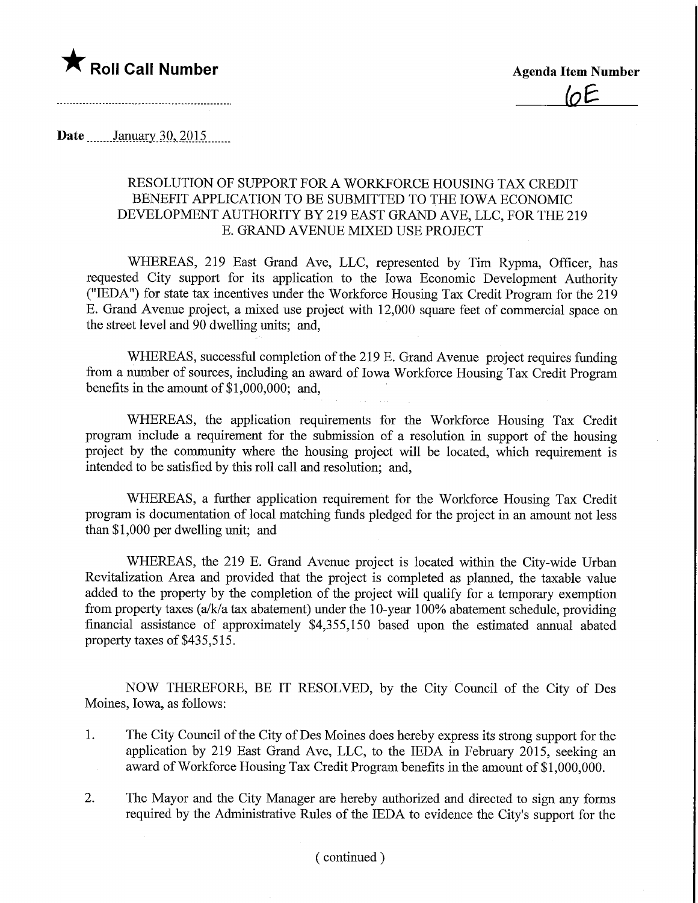★ **Roll Call Number**

**Agenda Item Number**

6E

**Date** January 30, 2015

RESOLUTION OF SUPPORT FOR A WORKFORCE HOUSING TAX CREDIT BENEFIT APPLICATION TO BE SUBMITTED TO THE IOWA ECONOMIC DEVELOPMENT AUTHORITY BY 219 EAST GRAND AVE, LLC, FOR THE 219 E. GRAND AVENUE MIXED USE PROJECT

WHEREAS, 219 East Grand Ave, LLC, represented by Tim Rypma, Officer, has requested City support for its application to the Iowa Economic Development Authority ("IEDA") for state tax incentives under the Workforce Housing Tax Credit Program for the 219 E. Grand Avenue project, a mixed use project with 12,000 square feet of commercial space on the street level and 90 dwelling units; and,

WHEREAS, successful completion of the 219 E. Grand Avenue project requires funding from a number of sources, including an award of Iowa Workforce Housing Tax Credit Program benefits in the amount of $1,000,000; and,

WHEREAS, the application requirements for the Workforce Housing Tax Credit program include a requirement for the submission of a resolution in support of the housing project by the community where the housing project will be located, which requirement is intended to be satisfied by this roll call and resolution; and,

WHEREAS, a further application requirement for the Workforce Housing Tax Credit program is documentation of local matching funds pledged for the project in an amount not less than $1,000 per dwelling unit; and

WHEREAS, the 219 E. Grand Avenue project is located within the City-wide Urban Revitalization Area and provided that the project is completed as planned, the taxable value added to the property by the completion of the project will qualify for a temporary exemption from property taxes (a/k/a tax abatement) under the 10-year 100% abatement schedule, providing financial assistance of approximately $4,355,150 based upon the estimated annual abated property taxes of $435,515.

NOW THEREFORE, BE IT RESOLVED, by the City Council of the City of Des Moines, Iowa, as follows:

1. The City Council of the City of Des Moines does hereby express its strong support for the application by 219 East Grand Ave, LLC, to the IEDA in February 2015, seeking an award of Workforce Housing Tax Credit Program benefits in the amount of $1,000,000.

2. The Mayor and the City Manager are hereby authorized and directed to sign any forms required by the Administrative Rules of the IEDA to evidence the City's support for the

( continued )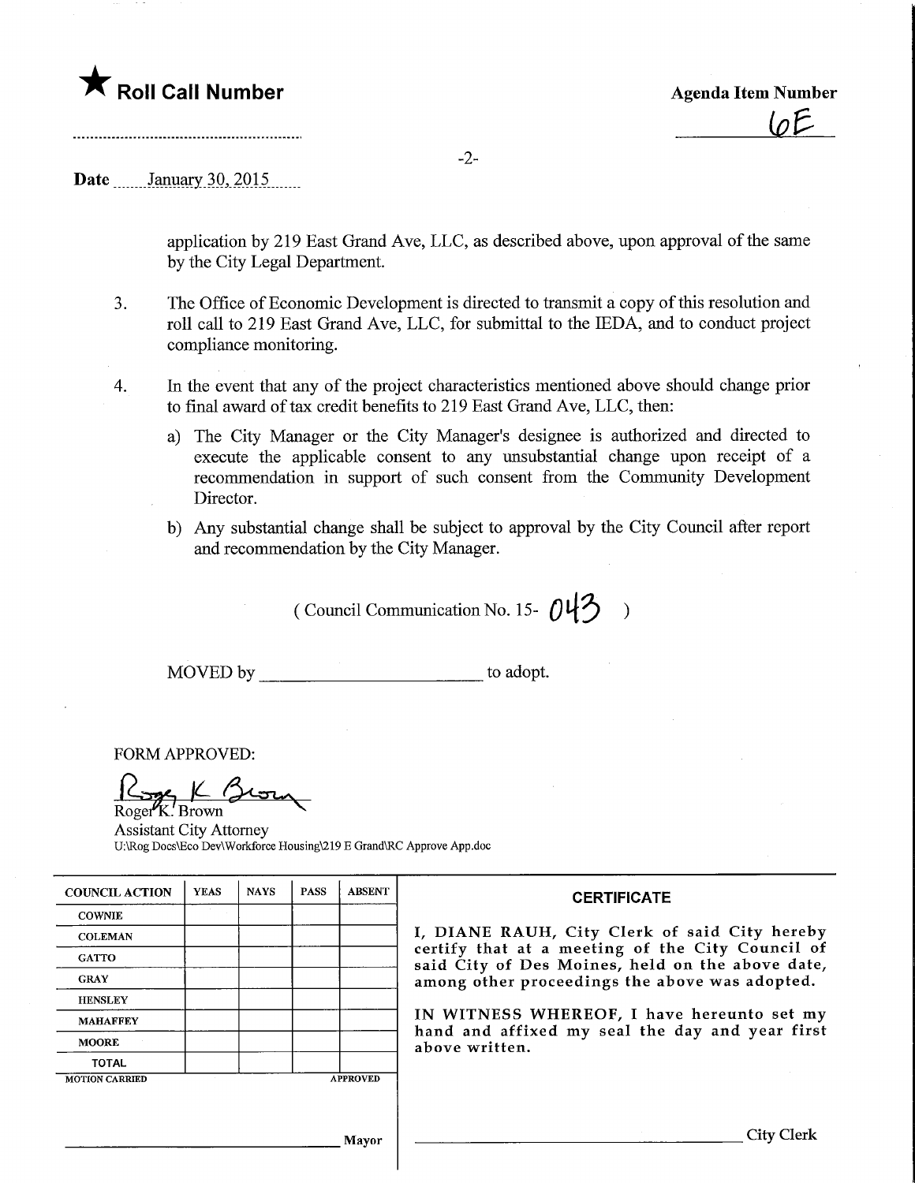★ **Roll Call Number**

**Agenda Item Number**

6E

**Date** January 30, 2015

application by 219 East Grand Ave, LLC, as described above, upon approval of the same by the City Legal Department.

3. The Office of Economic Development is directed to transmit a copy of this resolution and roll call to 219 East Grand Ave, LLC, for submittal to the IEDA, and to conduct project compliance monitoring.

4. In the event that any of the project characteristics mentioned above should change prior to final award of tax credit benefits to 219 East Grand Ave, LLC, then:

   a) The City Manager or the City Manager's designee is authorized and directed to execute the applicable consent to any unsubstantial change upon receipt of a recommendation in support of such consent from the Community Development Director.

   b) Any substantial change shall be subject to approval by the City Council after report and recommendation by the City Manager.

( Council Communication No. 15- 043 )

MOVED by ________________________ to adopt.

FORM APPROVED:

Roger K. Brown
Assistant City Attorney
U:\Rog Docs\Eco Dev\Workforce Housing\219 E Grand\RC Approve App.doc

| COUNCIL ACTION | YEAS | NAYS | PASS | ABSENT |
|---|---|---|---|---|
| COWNIE | | | | |
| COLEMAN | | | | |
| GATTO | | | | |
| GRAY | | | | |
| HENSLEY | | | | |
| MAHAFFEY | | | | |
| MOORE | | | | |
| TOTAL | | | | |
| MOTION CARRIED | | | | APPROVED |

________________________ Mayor

**CERTIFICATE**

I, DIANE RAUH, City Clerk of said City hereby certify that at a meeting of the City Council of said City of Des Moines, held on the above date, among other proceedings the above was adopted.

IN WITNESS WHEREOF, I have hereunto set my hand and affixed my seal the day and year first above written.

________________________ City Clerk